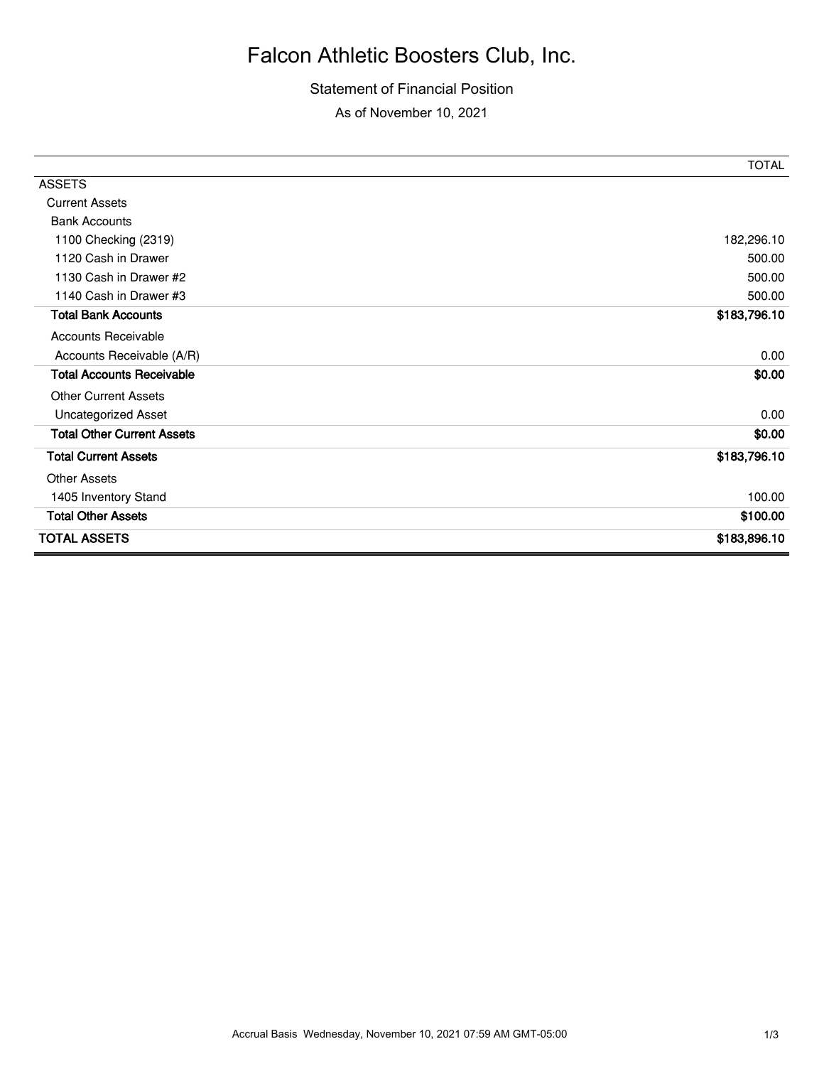# Falcon Athletic Boosters Club, Inc.

Statement of Financial Position

As of November 10, 2021

| | TOTAL |
|---|---|
| ASSETS | |
| Current Assets | |
| Bank Accounts | |
| 1100 Checking (2319) | 182,296.10 |
| 1120 Cash in Drawer | 500.00 |
| 1130 Cash in Drawer #2 | 500.00 |
| 1140 Cash in Drawer #3 | 500.00 |
| **Total Bank Accounts** | **$183,796.10** |
| Accounts Receivable | |
| Accounts Receivable (A/R) | 0.00 |
| **Total Accounts Receivable** | **$0.00** |
| Other Current Assets | |
| Uncategorized Asset | 0.00 |
| **Total Other Current Assets** | **$0.00** |
| **Total Current Assets** | **$183,796.10** |
| Other Assets | |
| 1405 Inventory Stand | 100.00 |
| **Total Other Assets** | **$100.00** |
| **TOTAL ASSETS** | **$183,896.10** |

Accrual Basis Wednesday, November 10, 2021 07:59 AM GMT-05:00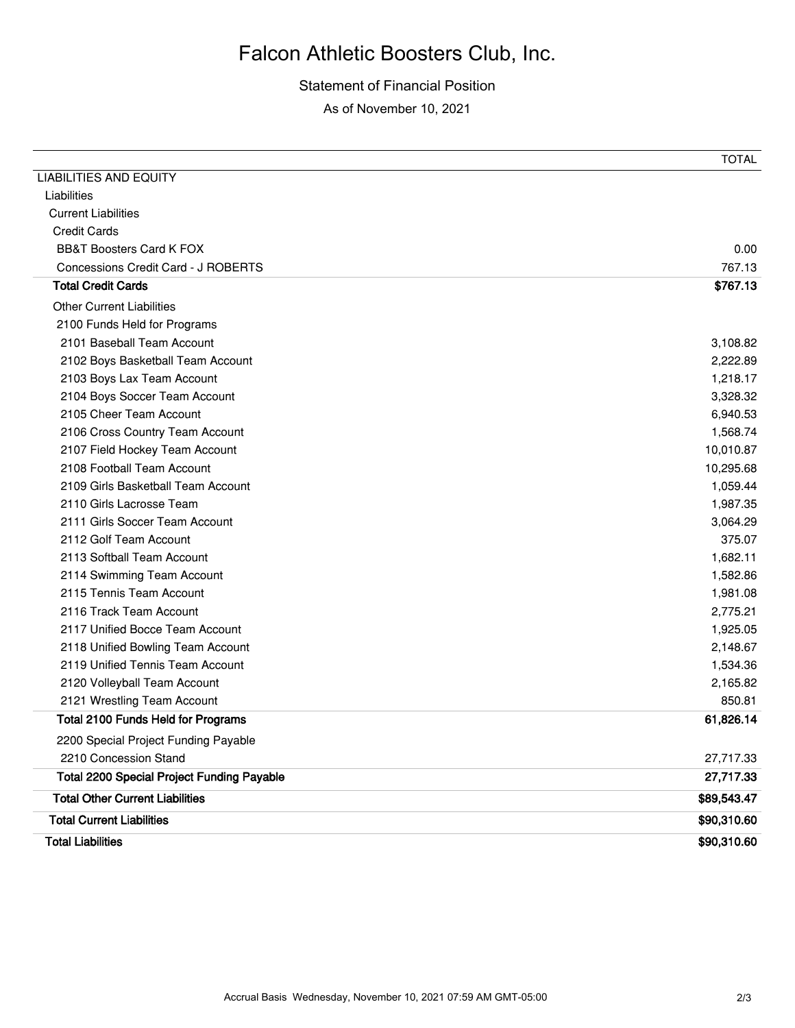# Falcon Athletic Boosters Club, Inc.

Statement of Financial Position

As of November 10, 2021

| | TOTAL |
|---|---|
| LIABILITIES AND EQUITY | |
| Liabilities | |
| Current Liabilities | |
| Credit Cards | |
| BB&T Boosters Card K FOX | 0.00 |
| Concessions Credit Card - J ROBERTS | 767.13 |
| **Total Credit Cards** | **$767.13** |
| Other Current Liabilities | |
| 2100 Funds Held for Programs | |
| 2101 Baseball Team Account | 3,108.82 |
| 2102 Boys Basketball Team Account | 2,222.89 |
| 2103 Boys Lax Team Account | 1,218.17 |
| 2104 Boys Soccer Team Account | 3,328.32 |
| 2105 Cheer Team Account | 6,940.53 |
| 2106 Cross Country Team Account | 1,568.74 |
| 2107 Field Hockey Team Account | 10,010.87 |
| 2108 Football Team Account | 10,295.68 |
| 2109 Girls Basketball Team Account | 1,059.44 |
| 2110 Girls Lacrosse Team | 1,987.35 |
| 2111 Girls Soccer Team Account | 3,064.29 |
| 2112 Golf Team Account | 375.07 |
| 2113 Softball Team Account | 1,682.11 |
| 2114 Swimming Team Account | 1,582.86 |
| 2115 Tennis Team Account | 1,981.08 |
| 2116 Track Team Account | 2,775.21 |
| 2117 Unified Bocce Team Account | 1,925.05 |
| 2118 Unified Bowling Team Account | 2,148.67 |
| 2119 Unified Tennis Team Account | 1,534.36 |
| 2120 Volleyball Team Account | 2,165.82 |
| 2121 Wrestling Team Account | 850.81 |
| **Total 2100 Funds Held for Programs** | **61,826.14** |
| 2200 Special Project Funding Payable | |
| 2210 Concession Stand | 27,717.33 |
| **Total 2200 Special Project Funding Payable** | **27,717.33** |
| **Total Other Current Liabilities** | **$89,543.47** |
| **Total Current Liabilities** | **$90,310.60** |
| **Total Liabilities** | **$90,310.60** |

Accrual Basis Wednesday, November 10, 2021 07:59 AM GMT-05:00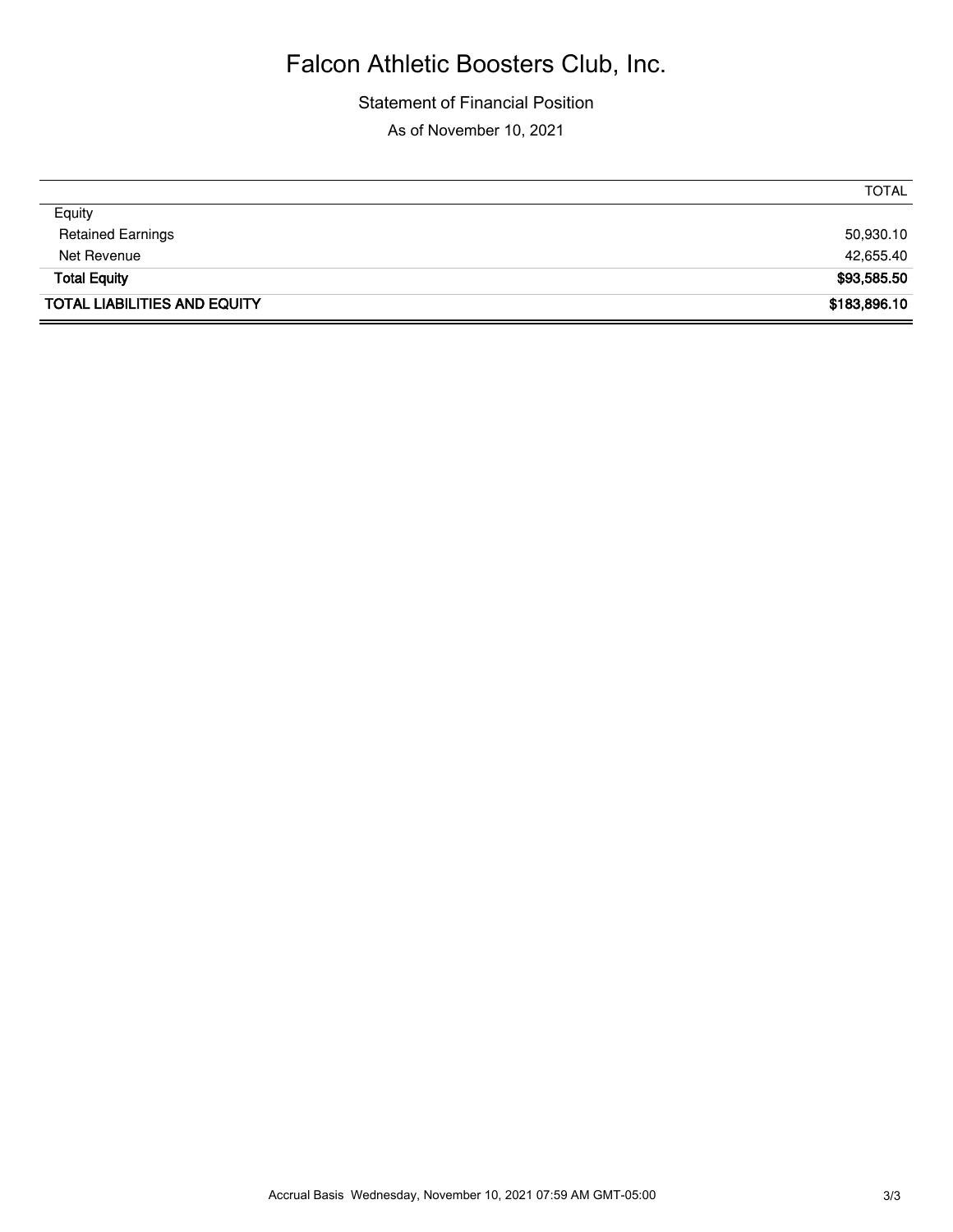# Falcon Athletic Boosters Club, Inc.

Statement of Financial Position

As of November 10, 2021

| | TOTAL |
|---|---:|
| Equity | |
| Retained Earnings | 50,930.10 |
| Net Revenue | 42,655.40 |
| **Total Equity** | **$93,585.50** |
| **TOTAL LIABILITIES AND EQUITY** | **$183,896.10** |

Accrual Basis Wednesday, November 10, 2021 07:59 AM GMT-05:00